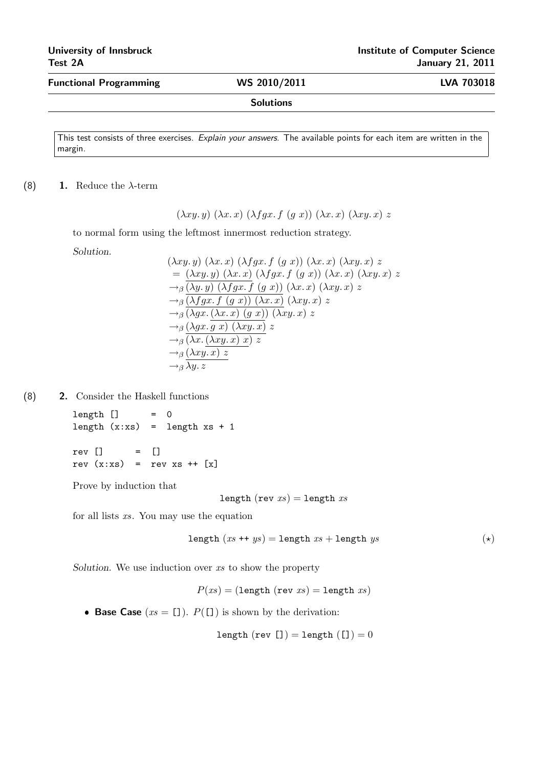University of Innsbruck — Institute of Computer Science

Test 2A — January 21, 2011

**Functional Programming** — WS 2010/2011 — LVA 703018

**Solutions**

This test consists of three exercises. *Explain your answers.* The available points for each item are written in the margin.

(8) **1.** Reduce the λ-term

$$(\lambda xy.\, y)\ (\lambda x.\, x)\ (\lambda fgx.\, f\ (g\ x))\ (\lambda x.\, x)\ (\lambda xy.\, x)\ z$$

to normal form using the leftmost innermost reduction strategy.

*Solution.*

$$
\begin{aligned}
&(\lambda xy.\, y)\ (\lambda x.\, x)\ (\lambda fgx.\, f\ (g\ x))\ (\lambda x.\, x)\ (\lambda xy.\, x)\ z\\
&= \underline{(\lambda xy.\, y)\ (\lambda x.\, x)}\ (\lambda fgx.\, f\ (g\ x))\ (\lambda x.\, x)\ (\lambda xy.\, x)\ z\\
&\to_\beta \underline{(\lambda y.\, y)\ (\lambda fgx.\, f\ (g\ x))}\ (\lambda x.\, x)\ (\lambda xy.\, x)\ z\\
&\to_\beta \underline{(\lambda fgx.\, f\ (g\ x))\ (\lambda x.\, x)}\ (\lambda xy.\, x)\ z\\
&\to_\beta (\lambda gx.\, \underline{(\lambda x.\, x)\ (g\ x)})\ (\lambda xy.\, x)\ z\\
&\to_\beta \underline{(\lambda gx.\, g\ x)\ (\lambda xy.\, x)}\ z\\
&\to_\beta \underline{(\lambda x.\, \underline{(\lambda xy.\, x)\ x})\ z}\\
&\to_\beta \underline{(\lambda xy.\, x)\ z}\\
&\to_\beta \lambda y.\, z
\end{aligned}
$$

(8) **2.** Consider the Haskell functions

```
length []      =  0
length (x:xs)  =  length xs + 1

rev []      =  []
rev (x:xs)  =  rev xs ++ [x]
```

Prove by induction that

$$\texttt{length}\ (\texttt{rev}\ xs) = \texttt{length}\ xs$$

for all lists $xs$. You may use the equation

$$\texttt{length}\ (xs\ \texttt{++}\ ys) = \texttt{length}\ xs + \texttt{length}\ ys \qquad (\star)$$

*Solution.* We use induction over $xs$ to show the property

$$P(xs) = (\texttt{length}\ (\texttt{rev}\ xs) = \texttt{length}\ xs)$$

- **Base Case** ($xs = \texttt{[]}$). $P(\texttt{[]})$ is shown by the derivation:

$$\texttt{length}\ (\texttt{rev}\ \texttt{[]}) = \texttt{length}\ (\texttt{[]}) = 0$$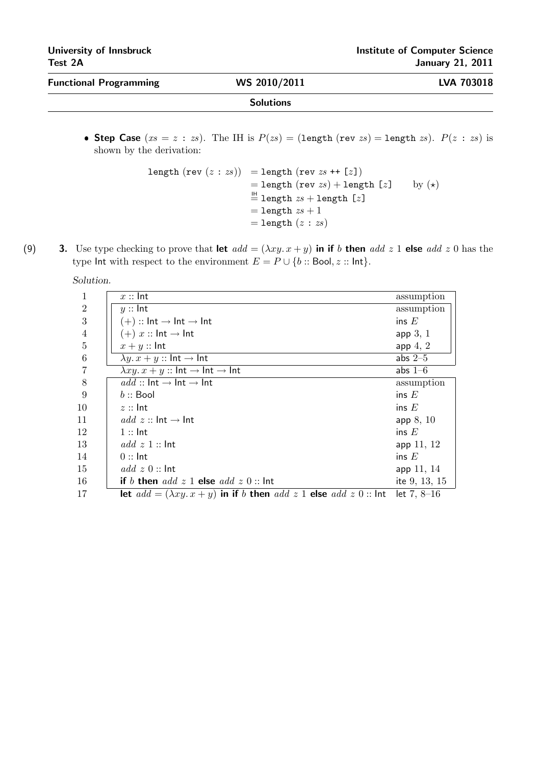- **Step Case** ($xs = z : zs$). The IH is $P(zs) = (\texttt{length}\ (\texttt{rev}\ zs) = \texttt{length}\ zs)$. $P(z : zs)$ is shown by the derivation:

$$
\begin{aligned}
\texttt{length}\ (\texttt{rev}\ (z : zs)) &= \texttt{length}\ (\texttt{rev}\ zs \mathbin{+\!+} [z]) \\
&= \texttt{length}\ (\texttt{rev}\ zs) + \texttt{length}\ [z] \qquad \text{by } (\star) \\
&\overset{\text{IH}}{=} \texttt{length}\ zs + \texttt{length}\ [z] \\
&= \texttt{length}\ zs + 1 \\
&= \texttt{length}\ (z : zs)
\end{aligned}
$$

(9) **3.** Use type checking to prove that **let** $add = (\lambda xy.\, x + y)$ **in if** $b$ **then** $add\ z\ 1$ **else** $add\ z\ 0$ has the type Int with respect to the environment $E = P \cup \{b :: \mathsf{Bool}, z :: \mathsf{Int}\}$.

*Solution.*

| | | |
|---|---|---|
| 1 | $x :: \mathsf{Int}$ | assumption |
| 2 | $y :: \mathsf{Int}$ | assumption |
| 3 | $(+) :: \mathsf{Int} \to \mathsf{Int} \to \mathsf{Int}$ | ins $E$ |
| 4 | $(+)\ x :: \mathsf{Int} \to \mathsf{Int}$ | app 3, 1 |
| 5 | $x + y :: \mathsf{Int}$ | app 4, 2 |
| 6 | $\lambda y.\, x + y :: \mathsf{Int} \to \mathsf{Int}$ | abs 2–5 |
| 7 | $\lambda xy.\, x + y :: \mathsf{Int} \to \mathsf{Int} \to \mathsf{Int}$ | abs 1–6 |
| 8 | $add :: \mathsf{Int} \to \mathsf{Int} \to \mathsf{Int}$ | assumption |
| 9 | $b :: \mathsf{Bool}$ | ins $E$ |
| 10 | $z :: \mathsf{Int}$ | ins $E$ |
| 11 | $add\ z :: \mathsf{Int} \to \mathsf{Int}$ | app 8, 10 |
| 12 | $1 :: \mathsf{Int}$ | ins $E$ |
| 13 | $add\ z\ 1 :: \mathsf{Int}$ | app 11, 12 |
| 14 | $0 :: \mathsf{Int}$ | ins $E$ |
| 15 | $add\ z\ 0 :: \mathsf{Int}$ | app 11, 14 |
| 16 | **if** $b$ **then** $add\ z\ 1$ **else** $add\ z\ 0 :: \mathsf{Int}$ | ite 9, 13, 15 |
| 17 | **let** $add = (\lambda xy.\, x + y)$ **in if** $b$ **then** $add\ z\ 1$ **else** $add\ z\ 0 :: \mathsf{Int}$ | let 7, 8–16 |